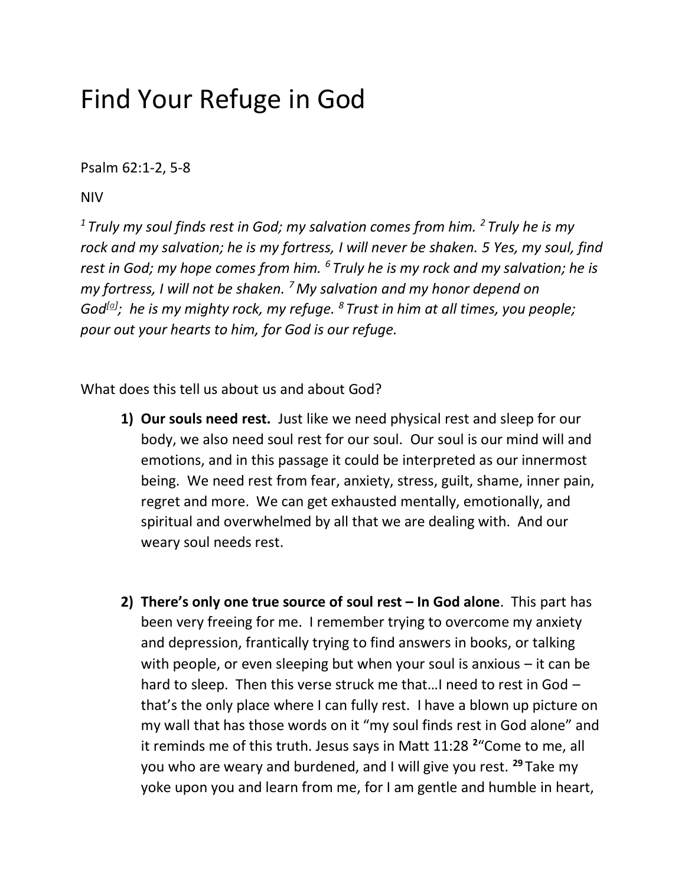# Find Your Refuge in God

Psalm 62:1-2, 5-8

NIV

*[1] Truly my soul finds rest in God; my salvation comes from him. [2] Truly he is my rock and my salvation; he is my fortress, I will never be shaken. 5 Yes, my soul, find rest in God; my hope comes from him. [6] Truly he is my rock and my salvation; he is my fortress, I will not be shaken. [7] My salvation and my honor depend on God[a]; he is my mighty rock, my refuge. [8] Trust in him at all times, you people; pour out your hearts to him, for God is our refuge.*

What does this tell us about us and about God?

1) **Our souls need rest.** Just like we need physical rest and sleep for our body, we also need soul rest for our soul. Our soul is our mind will and emotions, and in this passage it could be interpreted as our innermost being. We need rest from fear, anxiety, stress, guilt, shame, inner pain, regret and more. We can get exhausted mentally, emotionally, and spiritual and overwhelmed by all that we are dealing with. And our weary soul needs rest.

2) **There's only one true source of soul rest – In God alone**. This part has been very freeing for me. I remember trying to overcome my anxiety and depression, frantically trying to find answers in books, or talking with people, or even sleeping but when your soul is anxious – it can be hard to sleep. Then this verse struck me that…I need to rest in God – that's the only place where I can fully rest. I have a blown up picture on my wall that has those words on it "my soul finds rest in God alone" and it reminds me of this truth. Jesus says in Matt 11:28 **[2]**"Come to me, all you who are weary and burdened, and I will give you rest. **[29]** Take my yoke upon you and learn from me, for I am gentle and humble in heart,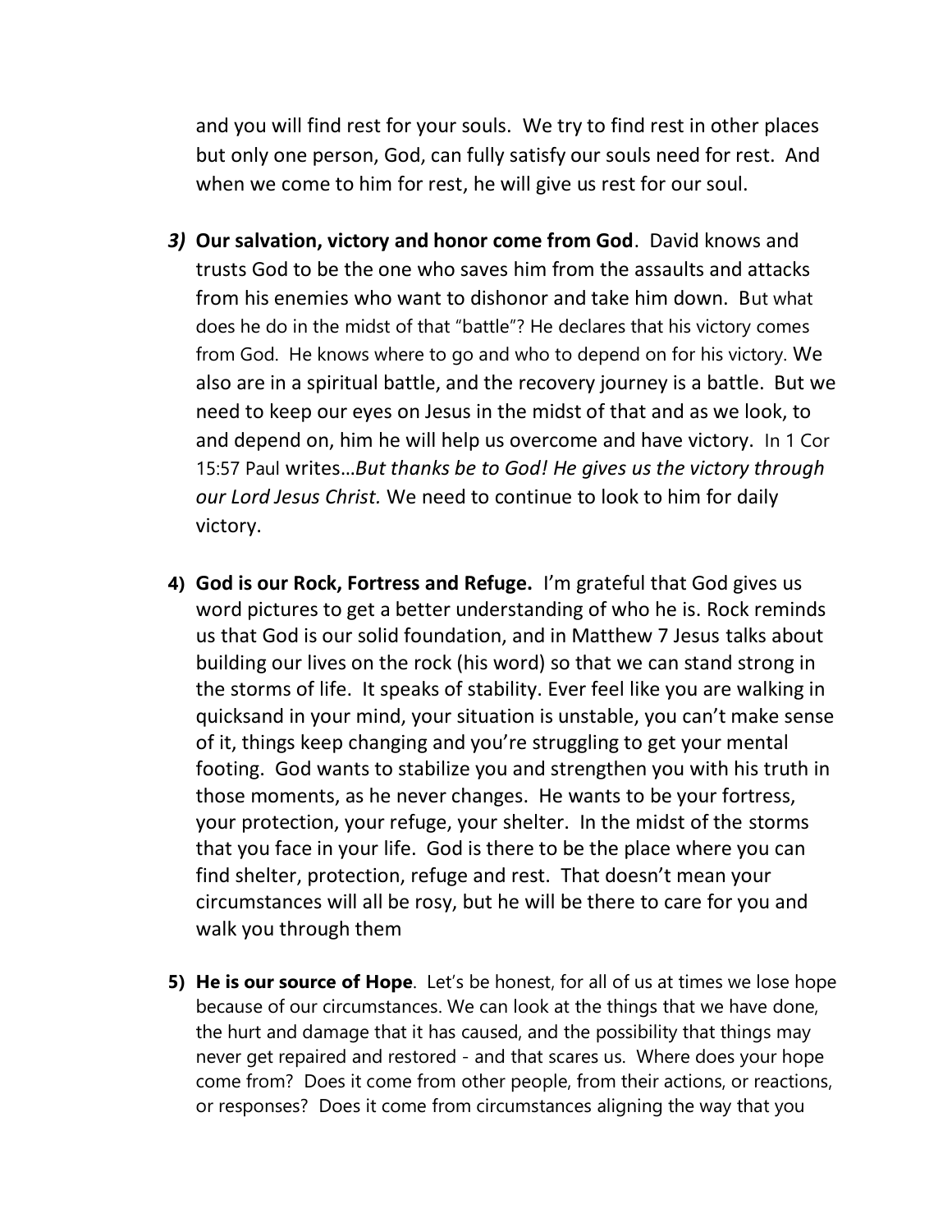and you will find rest for your souls.  We try to find rest in other places but only one person, God, can fully satisfy our souls need for rest.  And when we come to him for rest, he will give us rest for our soul.

3) **Our salvation, victory and honor come from God**.  David knows and trusts God to be the one who saves him from the assaults and attacks from his enemies who want to dishonor and take him down.  But what does he do in the midst of that "battle"? He declares that his victory comes from God.  He knows where to go and who to depend on for his victory. We also are in a spiritual battle, and the recovery journey is a battle.  But we need to keep our eyes on Jesus in the midst of that and as we look, to and depend on, him he will help us overcome and have victory.  In 1 Cor 15:57 Paul writes…*But thanks be to God! He gives us the victory through our Lord Jesus Christ.* We need to continue to look to him for daily victory.

4) **God is our Rock, Fortress and Refuge.**  I'm grateful that God gives us word pictures to get a better understanding of who he is. Rock reminds us that God is our solid foundation, and in Matthew 7 Jesus talks about building our lives on the rock (his word) so that we can stand strong in the storms of life.  It speaks of stability. Ever feel like you are walking in quicksand in your mind, your situation is unstable, you can't make sense of it, things keep changing and you're struggling to get your mental footing.  God wants to stabilize you and strengthen you with his truth in those moments, as he never changes.  He wants to be your fortress, your protection, your refuge, your shelter.  In the midst of the storms that you face in your life.  God is there to be the place where you can find shelter, protection, refuge and rest.  That doesn't mean your circumstances will all be rosy, but he will be there to care for you and walk you through them

5) **He is our source of Hope**.  Let's be honest, for all of us at times we lose hope because of our circumstances. We can look at the things that we have done, the hurt and damage that it has caused, and the possibility that things may never get repaired and restored - and that scares us.  Where does your hope come from?  Does it come from other people, from their actions, or reactions, or responses?  Does it come from circumstances aligning the way that you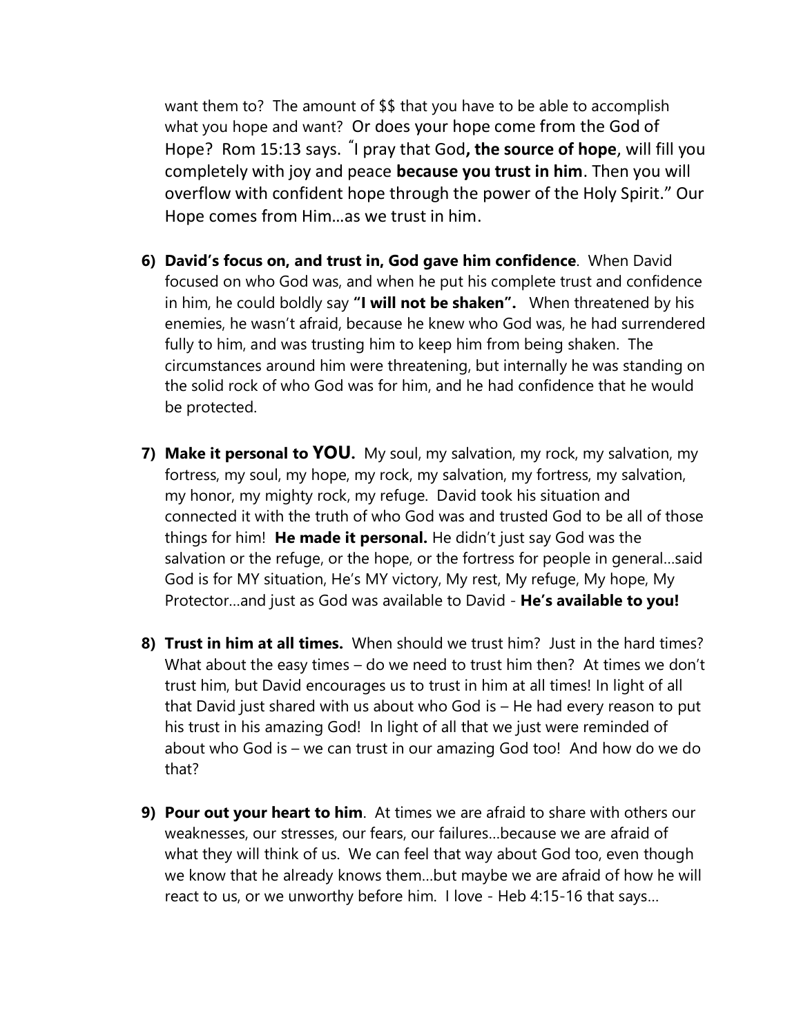want them to? The amount of $$ that you have to be able to accomplish what you hope and want? Or does your hope come from the God of Hope? Rom 15:13 says. "I pray that God**, the source of hope**, will fill you completely with joy and peace **because you trust in him**. Then you will overflow with confident hope through the power of the Holy Spirit." Our Hope comes from Him…as we trust in him.

6) **David's focus on, and trust in, God gave him confidence**. When David focused on who God was, and when he put his complete trust and confidence in him, he could boldly say **"I will not be shaken".** When threatened by his enemies, he wasn't afraid, because he knew who God was, he had surrendered fully to him, and was trusting him to keep him from being shaken. The circumstances around him were threatening, but internally he was standing on the solid rock of who God was for him, and he had confidence that he would be protected.

7) **Make it personal to YOU.** My soul, my salvation, my rock, my salvation, my fortress, my soul, my hope, my rock, my salvation, my fortress, my salvation, my honor, my mighty rock, my refuge. David took his situation and connected it with the truth of who God was and trusted God to be all of those things for him! **He made it personal.** He didn't just say God was the salvation or the refuge, or the hope, or the fortress for people in general…said God is for MY situation, He's MY victory, My rest, My refuge, My hope, My Protector…and just as God was available to David - **He's available to you!**

8) **Trust in him at all times.** When should we trust him? Just in the hard times? What about the easy times – do we need to trust him then? At times we don't trust him, but David encourages us to trust in him at all times! In light of all that David just shared with us about who God is – He had every reason to put his trust in his amazing God! In light of all that we just were reminded of about who God is – we can trust in our amazing God too! And how do we do that?

9) **Pour out your heart to him**. At times we are afraid to share with others our weaknesses, our stresses, our fears, our failures…because we are afraid of what they will think of us. We can feel that way about God too, even though we know that he already knows them…but maybe we are afraid of how he will react to us, or we unworthy before him. I love - Heb 4:15-16 that says…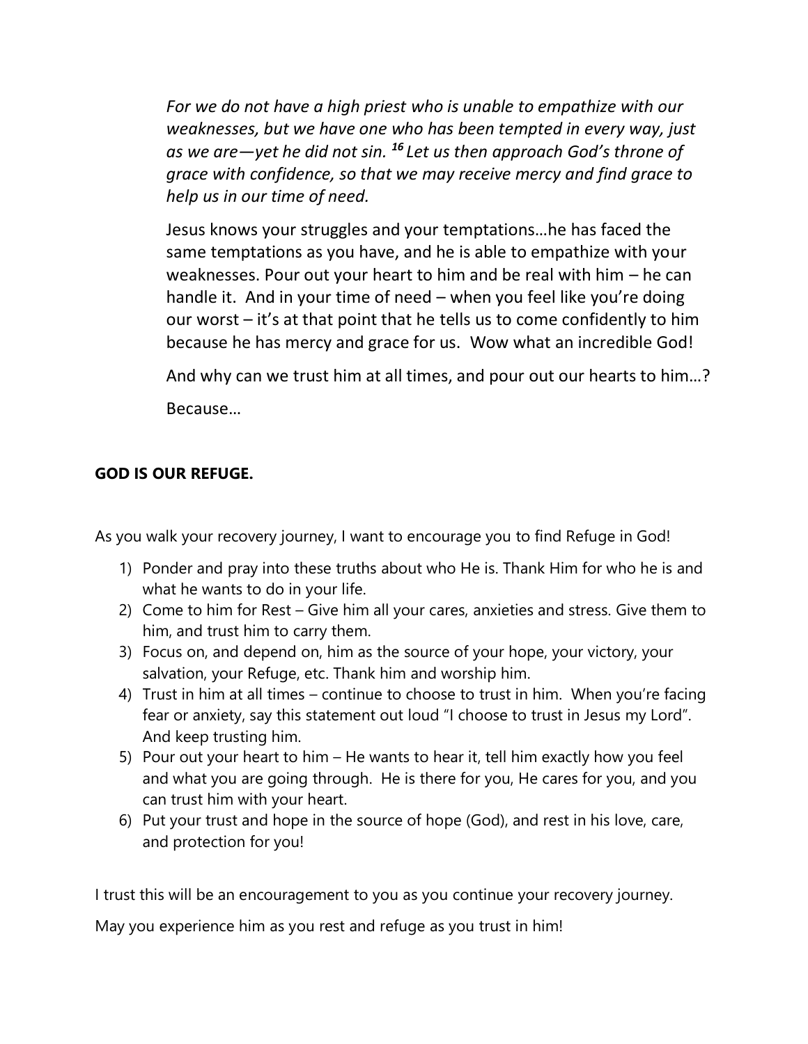*For we do not have a high priest who is unable to empathize with our weaknesses, but we have one who has been tempted in every way, just as we are—yet he did not sin.* ***16*** *Let us then approach God's throne of grace with confidence, so that we may receive mercy and find grace to help us in our time of need.*

Jesus knows your struggles and your temptations…he has faced the same temptations as you have, and he is able to empathize with your weaknesses. Pour out your heart to him and be real with him – he can handle it. And in your time of need – when you feel like you're doing our worst – it's at that point that he tells us to come confidently to him because he has mercy and grace for us. Wow what an incredible God!

And why can we trust him at all times, and pour out our hearts to him…?

Because…

**GOD IS OUR REFUGE.**

As you walk your recovery journey, I want to encourage you to find Refuge in God!

1) Ponder and pray into these truths about who He is. Thank Him for who he is and what he wants to do in your life.
2) Come to him for Rest – Give him all your cares, anxieties and stress. Give them to him, and trust him to carry them.
3) Focus on, and depend on, him as the source of your hope, your victory, your salvation, your Refuge, etc. Thank him and worship him.
4) Trust in him at all times – continue to choose to trust in him. When you're facing fear or anxiety, say this statement out loud "I choose to trust in Jesus my Lord". And keep trusting him.
5) Pour out your heart to him – He wants to hear it, tell him exactly how you feel and what you are going through. He is there for you, He cares for you, and you can trust him with your heart.
6) Put your trust and hope in the source of hope (God), and rest in his love, care, and protection for you!

I trust this will be an encouragement to you as you continue your recovery journey.

May you experience him as you rest and refuge as you trust in him!